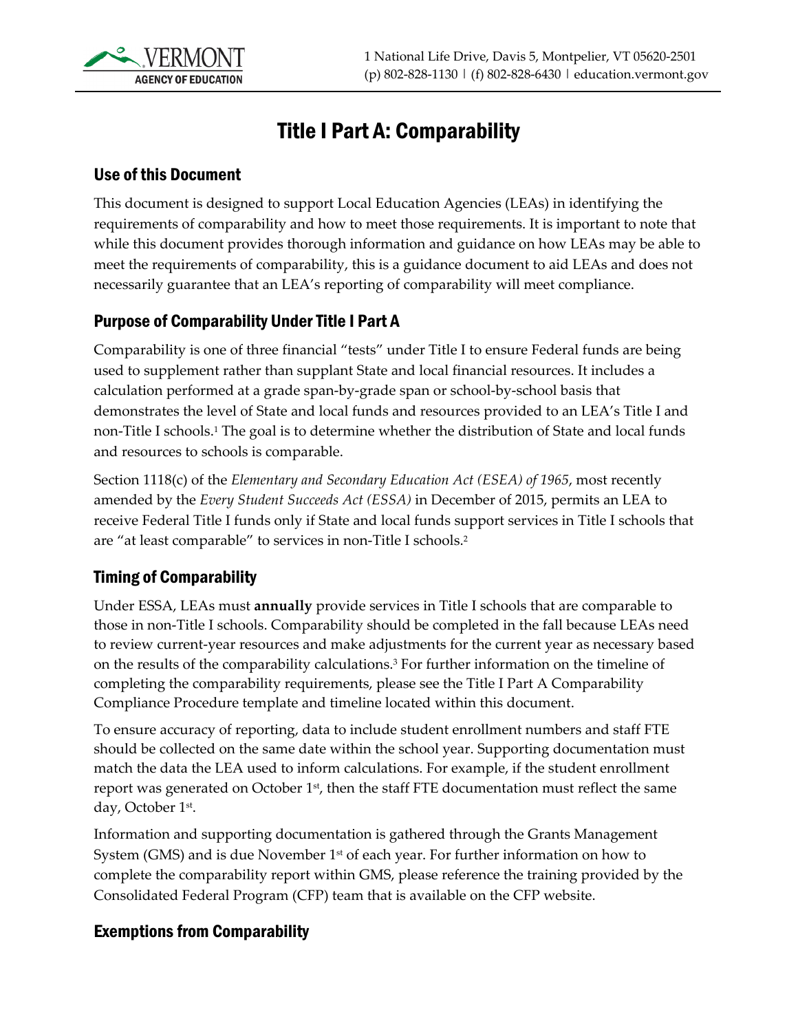# Title I Part A: Comparability

## Use of this Document

This document is designed to support Local Education Agencies (LEAs) in identifying the requirements of comparability and how to meet those requirements. It is important to note that while this document provides thorough information and guidance on how LEAs may be able to meet the requirements of comparability, this is a guidance document to aid LEAs and does not necessarily guarantee that an LEA's reporting of comparability will meet compliance.

## Purpose of Comparability Under Title I Part A

Comparability is one of three financial "tests" under Title I to ensure Federal funds are being used to supplement rather than supplant State and local financial resources. It includes a calculation performed at a grade span-by-grade span or school-by-school basis that demonstrates the level of State and local funds and resources provided to an LEA's Title I and non-Title I schools.[1] The goal is to determine whether the distribution of State and local funds and resources to schools is comparable.

Section 1118(c) of the *Elementary and Secondary Education Act (ESEA) of 1965*, most recently amended by the *Every Student Succeeds Act (ESSA)* in December of 2015, permits an LEA to receive Federal Title I funds only if State and local funds support services in Title I schools that are "at least comparable" to services in non-Title I schools.[2]

## Timing of Comparability

Under ESSA, LEAs must **annually** provide services in Title I schools that are comparable to those in non-Title I schools. Comparability should be completed in the fall because LEAs need to review current-year resources and make adjustments for the current year as necessary based on the results of the comparability calculations.[3] For further information on the timeline of completing the comparability requirements, please see the Title I Part A Comparability Compliance Procedure template and timeline located within this document.

To ensure accuracy of reporting, data to include student enrollment numbers and staff FTE should be collected on the same date within the school year. Supporting documentation must match the data the LEA used to inform calculations. For example, if the student enrollment report was generated on October 1st, then the staff FTE documentation must reflect the same day, October 1st.

Information and supporting documentation is gathered through the Grants Management System (GMS) and is due November 1st of each year. For further information on how to complete the comparability report within GMS, please reference the training provided by the Consolidated Federal Program (CFP) team that is available on the CFP website.

## Exemptions from Comparability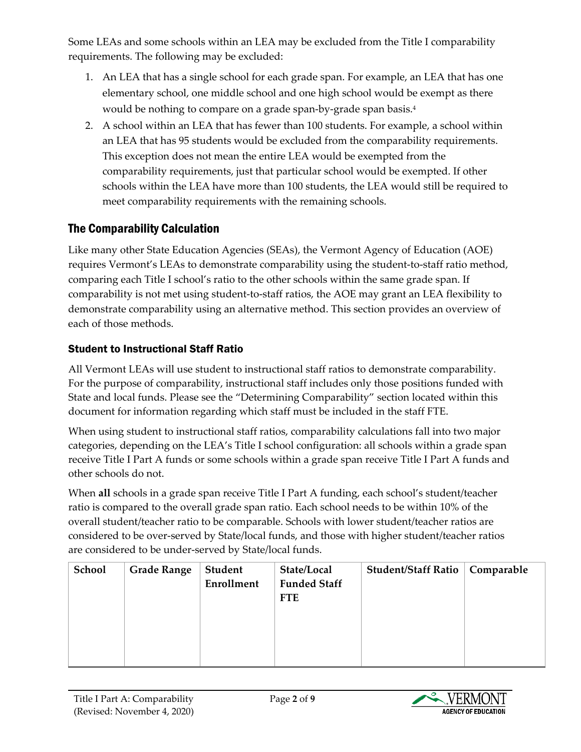Some LEAs and some schools within an LEA may be excluded from the Title I comparability requirements. The following may be excluded:

1. An LEA that has a single school for each grade span. For example, an LEA that has one elementary school, one middle school and one high school would be exempt as there would be nothing to compare on a grade span-by-grade span basis.[4]
2. A school within an LEA that has fewer than 100 students. For example, a school within an LEA that has 95 students would be excluded from the comparability requirements. This exception does not mean the entire LEA would be exempted from the comparability requirements, just that particular school would be exempted. If other schools within the LEA have more than 100 students, the LEA would still be required to meet comparability requirements with the remaining schools.

## The Comparability Calculation

Like many other State Education Agencies (SEAs), the Vermont Agency of Education (AOE) requires Vermont's LEAs to demonstrate comparability using the student-to-staff ratio method, comparing each Title I school's ratio to the other schools within the same grade span. If comparability is not met using student-to-staff ratios, the AOE may grant an LEA flexibility to demonstrate comparability using an alternative method. This section provides an overview of each of those methods.

### Student to Instructional Staff Ratio

All Vermont LEAs will use student to instructional staff ratios to demonstrate comparability. For the purpose of comparability, instructional staff includes only those positions funded with State and local funds. Please see the "Determining Comparability" section located within this document for information regarding which staff must be included in the staff FTE.

When using student to instructional staff ratios, comparability calculations fall into two major categories, depending on the LEA's Title I school configuration: all schools within a grade span receive Title I Part A funds or some schools within a grade span receive Title I Part A funds and other schools do not.

When **all** schools in a grade span receive Title I Part A funding, each school's student/teacher ratio is compared to the overall grade span ratio. Each school needs to be within 10% of the overall student/teacher ratio to be comparable. Schools with lower student/teacher ratios are considered to be over-served by State/local funds, and those with higher student/teacher ratios are considered to be under-served by State/local funds.

| School | Grade Range | Student Enrollment | State/Local Funded Staff FTE | Student/Staff Ratio | Comparable |
|---|---|---|---|---|---|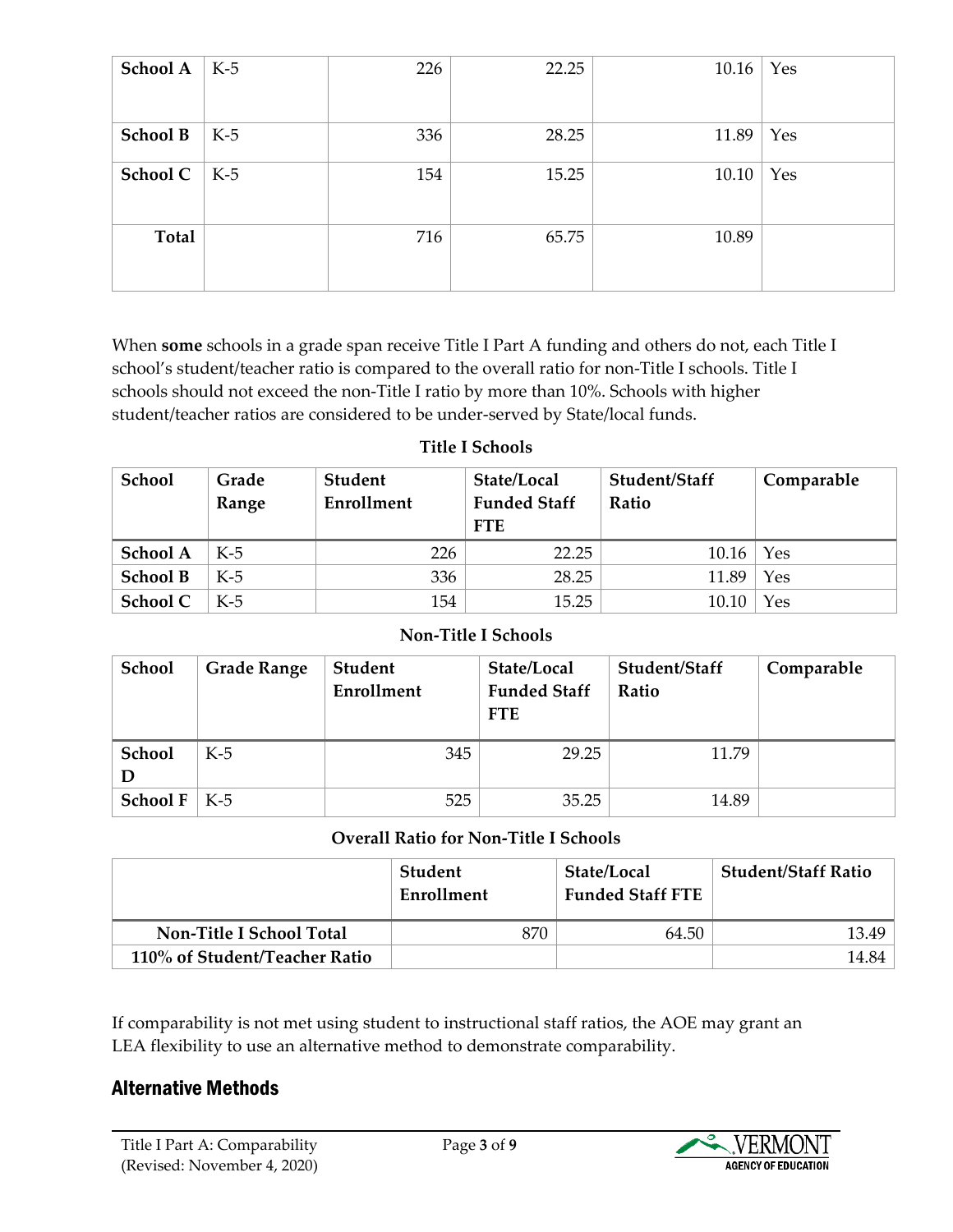| School A | K-5 | 226 | 22.25 | 10.16 | Yes |
|---|---|---|---|---|---|
| School B | K-5 | 336 | 28.25 | 11.89 | Yes |
| School C | K-5 | 154 | 15.25 | 10.10 | Yes |
| **Total** | | 716 | 65.75 | 10.89 | |

When **some** schools in a grade span receive Title I Part A funding and others do not, each Title I school's student/teacher ratio is compared to the overall ratio for non-Title I schools. Title I schools should not exceed the non-Title I ratio by more than 10%. Schools with higher student/teacher ratios are considered to be under-served by State/local funds.

**Title I Schools**

| School | Grade Range | Student Enrollment | State/Local Funded Staff FTE | Student/Staff Ratio | Comparable |
|---|---|---|---|---|---|
| **School A** | K-5 | 226 | 22.25 | 10.16 | Yes |
| **School B** | K-5 | 336 | 28.25 | 11.89 | Yes |
| **School C** | K-5 | 154 | 15.25 | 10.10 | Yes |

**Non-Title I Schools**

| School | Grade Range | Student Enrollment | State/Local Funded Staff FTE | Student/Staff Ratio | Comparable |
|---|---|---|---|---|---|
| **School D** | K-5 | 345 | 29.25 | 11.79 | |
| **School F** | K-5 | 525 | 35.25 | 14.89 | |

**Overall Ratio for Non-Title I Schools**

| | Student Enrollment | State/Local Funded Staff FTE | Student/Staff Ratio |
|---|---|---|---|
| **Non-Title I School Total** | 870 | 64.50 | 13.49 |
| **110% of Student/Teacher Ratio** | | | 14.84 |

If comparability is not met using student to instructional staff ratios, the AOE may grant an LEA flexibility to use an alternative method to demonstrate comparability.

## Alternative Methods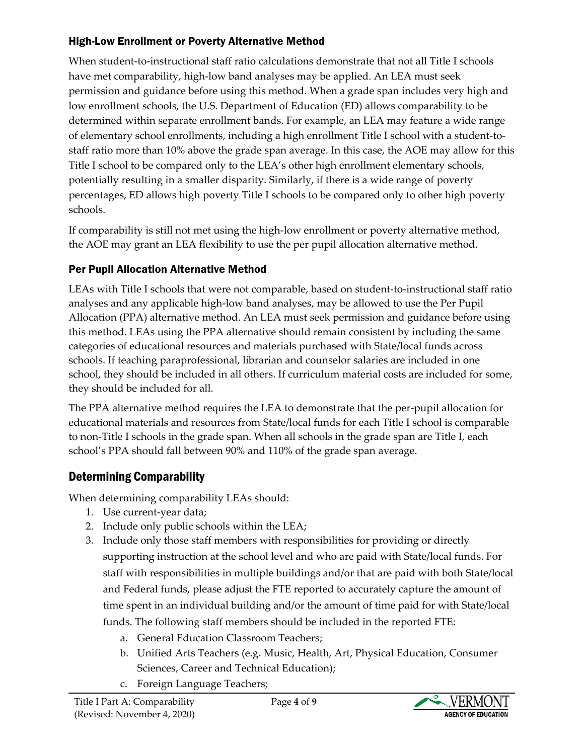### High-Low Enrollment or Poverty Alternative Method

When student-to-instructional staff ratio calculations demonstrate that not all Title I schools have met comparability, high-low band analyses may be applied. An LEA must seek permission and guidance before using this method. When a grade span includes very high and low enrollment schools, the U.S. Department of Education (ED) allows comparability to be determined within separate enrollment bands. For example, an LEA may feature a wide range of elementary school enrollments, including a high enrollment Title I school with a student-to-staff ratio more than 10% above the grade span average. In this case, the AOE may allow for this Title I school to be compared only to the LEA's other high enrollment elementary schools, potentially resulting in a smaller disparity. Similarly, if there is a wide range of poverty percentages, ED allows high poverty Title I schools to be compared only to other high poverty schools.

If comparability is still not met using the high-low enrollment or poverty alternative method, the AOE may grant an LEA flexibility to use the per pupil allocation alternative method.

### Per Pupil Allocation Alternative Method

LEAs with Title I schools that were not comparable, based on student-to-instructional staff ratio analyses and any applicable high-low band analyses, may be allowed to use the Per Pupil Allocation (PPA) alternative method. An LEA must seek permission and guidance before using this method. LEAs using the PPA alternative should remain consistent by including the same categories of educational resources and materials purchased with State/local funds across schools. If teaching paraprofessional, librarian and counselor salaries are included in one school, they should be included in all others. If curriculum material costs are included for some, they should be included for all.

The PPA alternative method requires the LEA to demonstrate that the per-pupil allocation for educational materials and resources from State/local funds for each Title I school is comparable to non-Title I schools in the grade span. When all schools in the grade span are Title I, each school's PPA should fall between 90% and 110% of the grade span average.

## Determining Comparability

When determining comparability LEAs should:

1. Use current-year data;
2. Include only public schools within the LEA;
3. Include only those staff members with responsibilities for providing or directly supporting instruction at the school level and who are paid with State/local funds. For staff with responsibilities in multiple buildings and/or that are paid with both State/local and Federal funds, please adjust the FTE reported to accurately capture the amount of time spent in an individual building and/or the amount of time paid for with State/local funds. The following staff members should be included in the reported FTE:
    a. General Education Classroom Teachers;
    b. Unified Arts Teachers (e.g. Music, Health, Art, Physical Education, Consumer Sciences, Career and Technical Education);
    c. Foreign Language Teachers;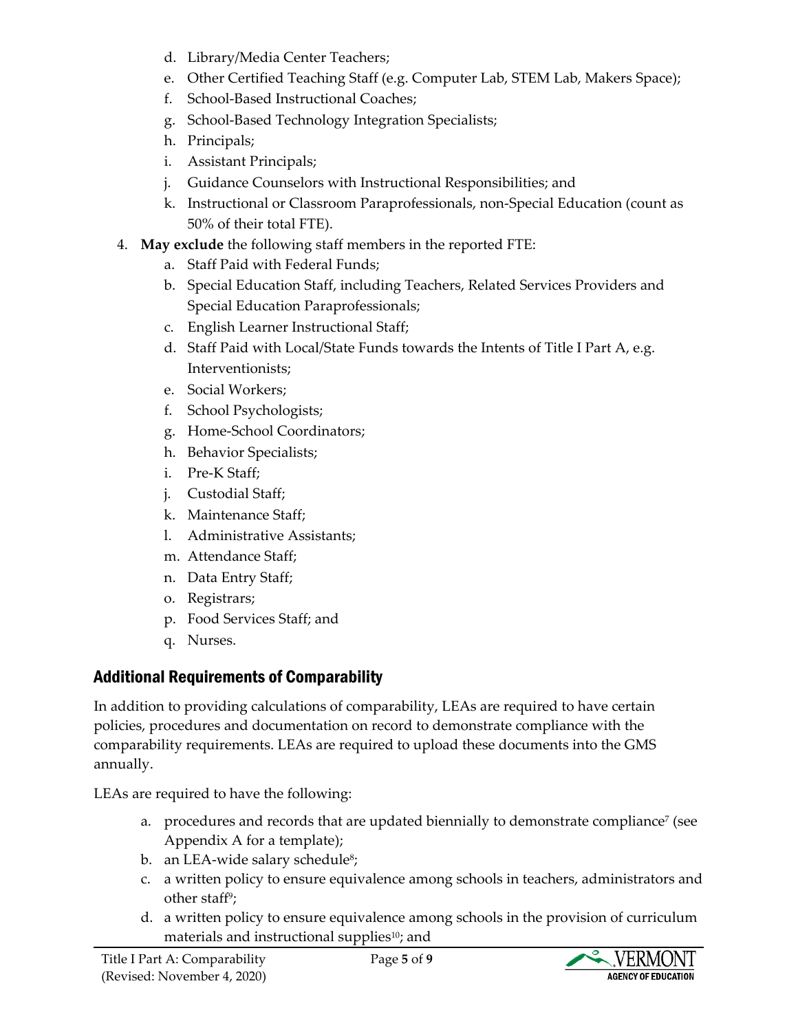d. Library/Media Center Teachers;
   e. Other Certified Teaching Staff (e.g. Computer Lab, STEM Lab, Makers Space);
   f. School-Based Instructional Coaches;
   g. School-Based Technology Integration Specialists;
   h. Principals;
   i. Assistant Principals;
   j. Guidance Counselors with Instructional Responsibilities; and
   k. Instructional or Classroom Paraprofessionals, non-Special Education (count as 50% of their total FTE).

4. **May exclude** the following staff members in the reported FTE:
   a. Staff Paid with Federal Funds;
   b. Special Education Staff, including Teachers, Related Services Providers and Special Education Paraprofessionals;
   c. English Learner Instructional Staff;
   d. Staff Paid with Local/State Funds towards the Intents of Title I Part A, e.g. Interventionists;
   e. Social Workers;
   f. School Psychologists;
   g. Home-School Coordinators;
   h. Behavior Specialists;
   i. Pre-K Staff;
   j. Custodial Staff;
   k. Maintenance Staff;
   l. Administrative Assistants;
   m. Attendance Staff;
   n. Data Entry Staff;
   o. Registrars;
   p. Food Services Staff; and
   q. Nurses.

## Additional Requirements of Comparability

In addition to providing calculations of comparability, LEAs are required to have certain policies, procedures and documentation on record to demonstrate compliance with the comparability requirements. LEAs are required to upload these documents into the GMS annually.

LEAs are required to have the following:

   a. procedures and records that are updated biennially to demonstrate compliance[7] (see Appendix A for a template);
   b. an LEA-wide salary schedule[8];
   c. a written policy to ensure equivalence among schools in teachers, administrators and other staff[9];
   d. a written policy to ensure equivalence among schools in the provision of curriculum materials and instructional supplies[10]; and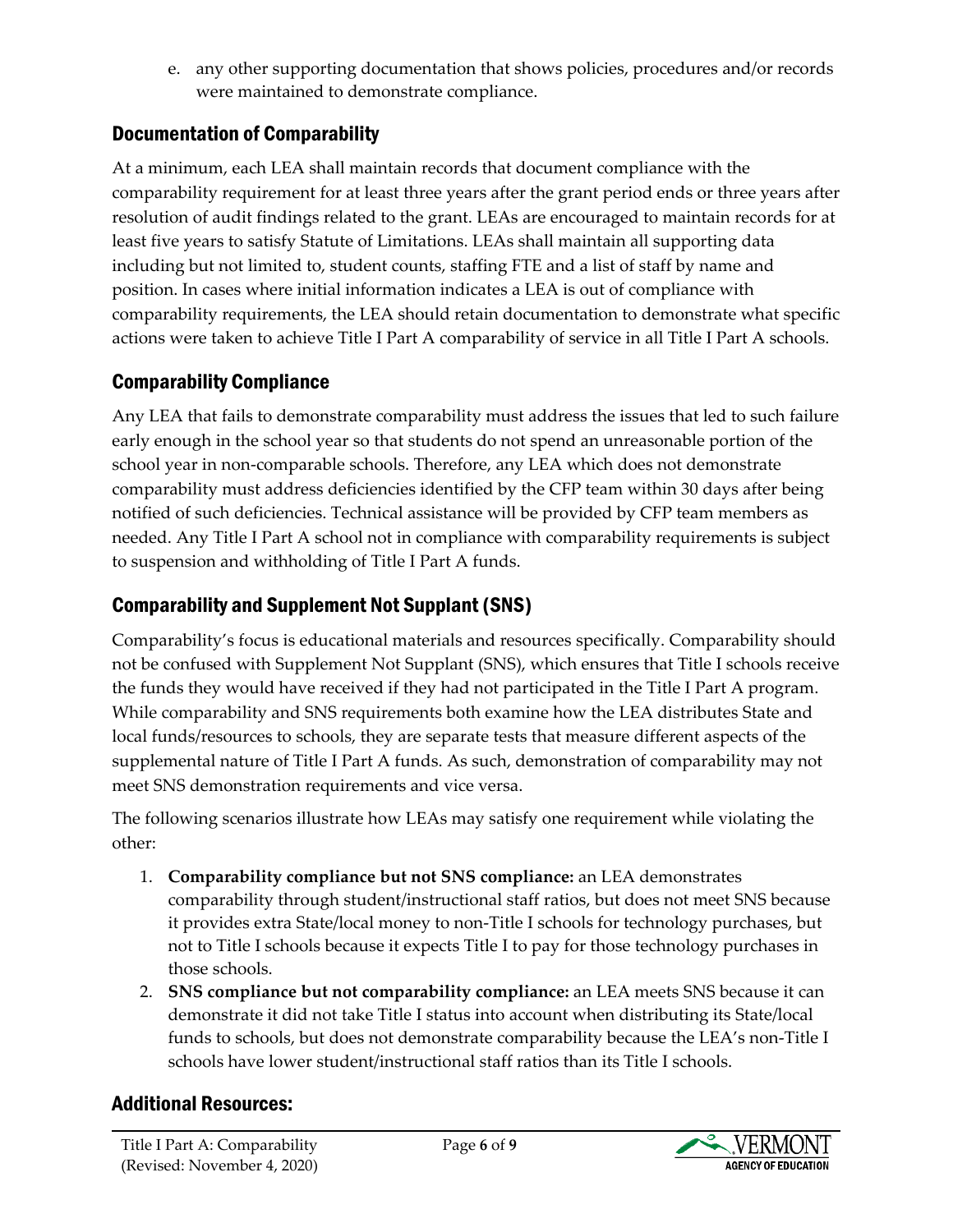e. any other supporting documentation that shows policies, procedures and/or records were maintained to demonstrate compliance.

## Documentation of Comparability

At a minimum, each LEA shall maintain records that document compliance with the comparability requirement for at least three years after the grant period ends or three years after resolution of audit findings related to the grant. LEAs are encouraged to maintain records for at least five years to satisfy Statute of Limitations. LEAs shall maintain all supporting data including but not limited to, student counts, staffing FTE and a list of staff by name and position. In cases where initial information indicates a LEA is out of compliance with comparability requirements, the LEA should retain documentation to demonstrate what specific actions were taken to achieve Title I Part A comparability of service in all Title I Part A schools.

## Comparability Compliance

Any LEA that fails to demonstrate comparability must address the issues that led to such failure early enough in the school year so that students do not spend an unreasonable portion of the school year in non-comparable schools. Therefore, any LEA which does not demonstrate comparability must address deficiencies identified by the CFP team within 30 days after being notified of such deficiencies. Technical assistance will be provided by CFP team members as needed. Any Title I Part A school not in compliance with comparability requirements is subject to suspension and withholding of Title I Part A funds.

## Comparability and Supplement Not Supplant (SNS)

Comparability's focus is educational materials and resources specifically. Comparability should not be confused with Supplement Not Supplant (SNS), which ensures that Title I schools receive the funds they would have received if they had not participated in the Title I Part A program. While comparability and SNS requirements both examine how the LEA distributes State and local funds/resources to schools, they are separate tests that measure different aspects of the supplemental nature of Title I Part A funds. As such, demonstration of comparability may not meet SNS demonstration requirements and vice versa.

The following scenarios illustrate how LEAs may satisfy one requirement while violating the other:

1. **Comparability compliance but not SNS compliance:** an LEA demonstrates comparability through student/instructional staff ratios, but does not meet SNS because it provides extra State/local money to non-Title I schools for technology purchases, but not to Title I schools because it expects Title I to pay for those technology purchases in those schools.
2. **SNS compliance but not comparability compliance:** an LEA meets SNS because it can demonstrate it did not take Title I status into account when distributing its State/local funds to schools, but does not demonstrate comparability because the LEA's non-Title I schools have lower student/instructional staff ratios than its Title I schools.

## Additional Resources: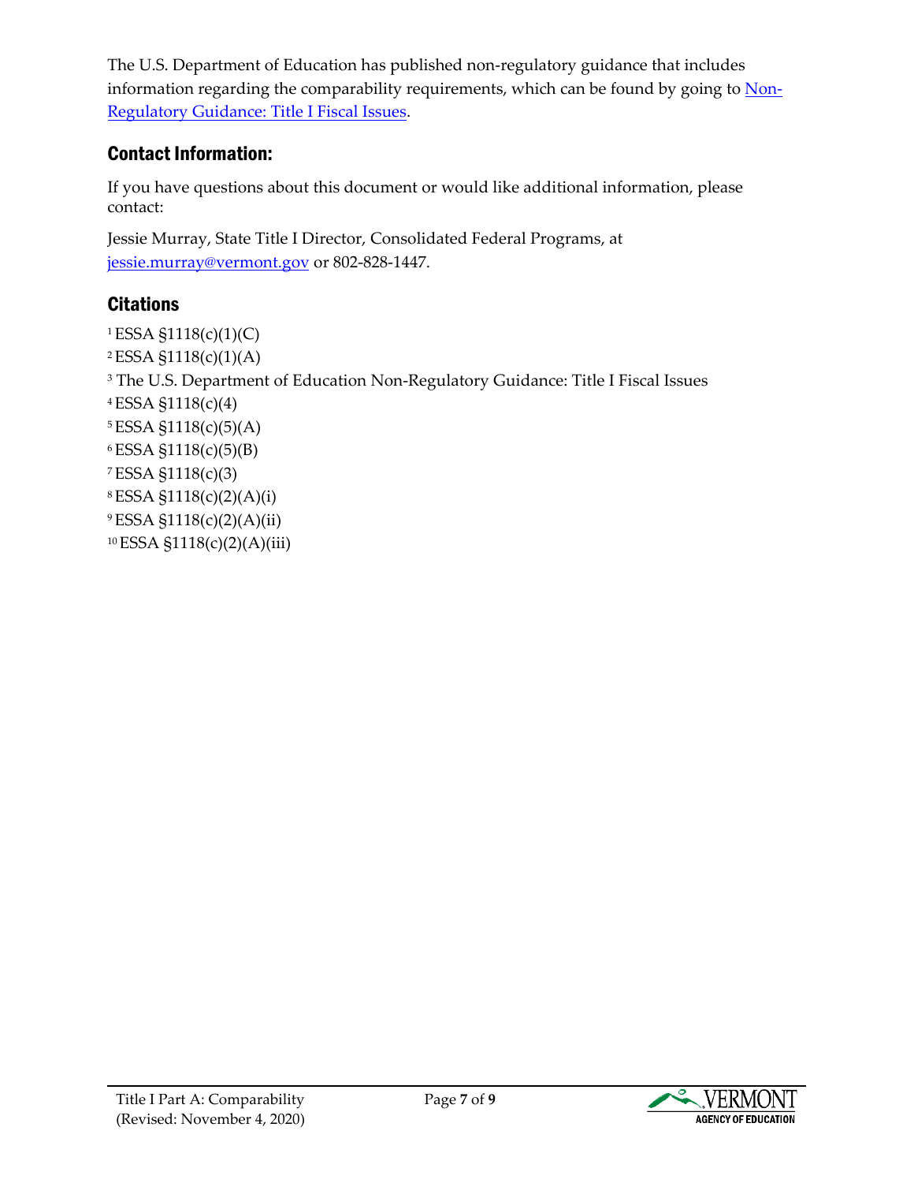The U.S. Department of Education has published non-regulatory guidance that includes information regarding the comparability requirements, which can be found by going to [Non-Regulatory Guidance: Title I Fiscal Issues](#).

## Contact Information:

If you have questions about this document or would like additional information, please contact:

Jessie Murray, State Title I Director, Consolidated Federal Programs, at [jessie.murray@vermont.gov](mailto:jessie.murray@vermont.gov) or 802-828-1447.

## Citations

[1] ESSA §1118(c)(1)(C)
[2] ESSA §1118(c)(1)(A)
[3] The U.S. Department of Education Non-Regulatory Guidance: Title I Fiscal Issues
[4] ESSA §1118(c)(4)
[5] ESSA §1118(c)(5)(A)
[6] ESSA §1118(c)(5)(B)
[7] ESSA §1118(c)(3)
[8] ESSA §1118(c)(2)(A)(i)
[9] ESSA §1118(c)(2)(A)(ii)
[10] ESSA §1118(c)(2)(A)(iii)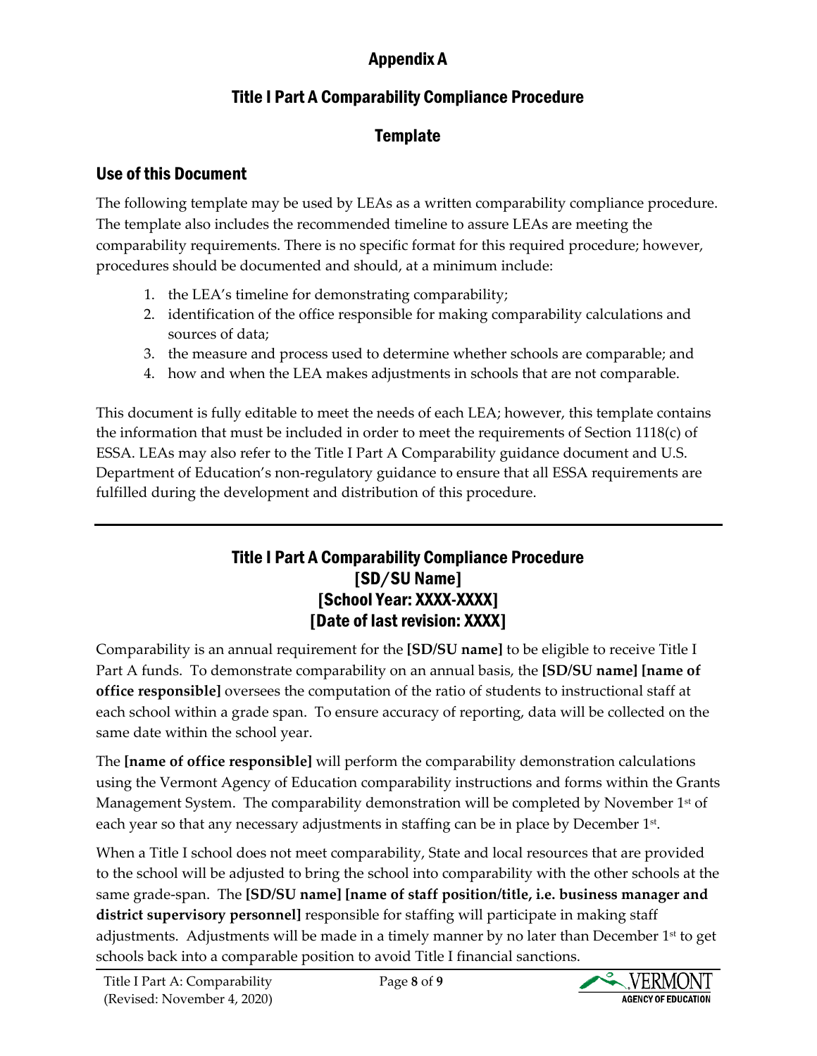# Appendix A

## Title I Part A Comparability Compliance Procedure

## Template

### Use of this Document

The following template may be used by LEAs as a written comparability compliance procedure. The template also includes the recommended timeline to assure LEAs are meeting the comparability requirements. There is no specific format for this required procedure; however, procedures should be documented and should, at a minimum include:

1. the LEA's timeline for demonstrating comparability;
2. identification of the office responsible for making comparability calculations and sources of data;
3. the measure and process used to determine whether schools are comparable; and
4. how and when the LEA makes adjustments in schools that are not comparable.

This document is fully editable to meet the needs of each LEA; however, this template contains the information that must be included in order to meet the requirements of Section 1118(c) of ESSA. LEAs may also refer to the Title I Part A Comparability guidance document and U.S. Department of Education's non-regulatory guidance to ensure that all ESSA requirements are fulfilled during the development and distribution of this procedure.

---

## Title I Part A Comparability Compliance Procedure
## [SD/SU Name]
## [School Year: XXXX-XXXX]
## [Date of last revision: XXXX]

Comparability is an annual requirement for the **[SD/SU name]** to be eligible to receive Title I Part A funds. To demonstrate comparability on an annual basis, the **[SD/SU name] [name of office responsible]** oversees the computation of the ratio of students to instructional staff at each school within a grade span. To ensure accuracy of reporting, data will be collected on the same date within the school year.

The **[name of office responsible]** will perform the comparability demonstration calculations using the Vermont Agency of Education comparability instructions and forms within the Grants Management System. The comparability demonstration will be completed by November 1st of each year so that any necessary adjustments in staffing can be in place by December 1st.

When a Title I school does not meet comparability, State and local resources that are provided to the school will be adjusted to bring the school into comparability with the other schools at the same grade-span. The **[SD/SU name] [name of staff position/title, i.e. business manager and district supervisory personnel]** responsible for staffing will participate in making staff adjustments. Adjustments will be made in a timely manner by no later than December 1st to get schools back into a comparable position to avoid Title I financial sanctions.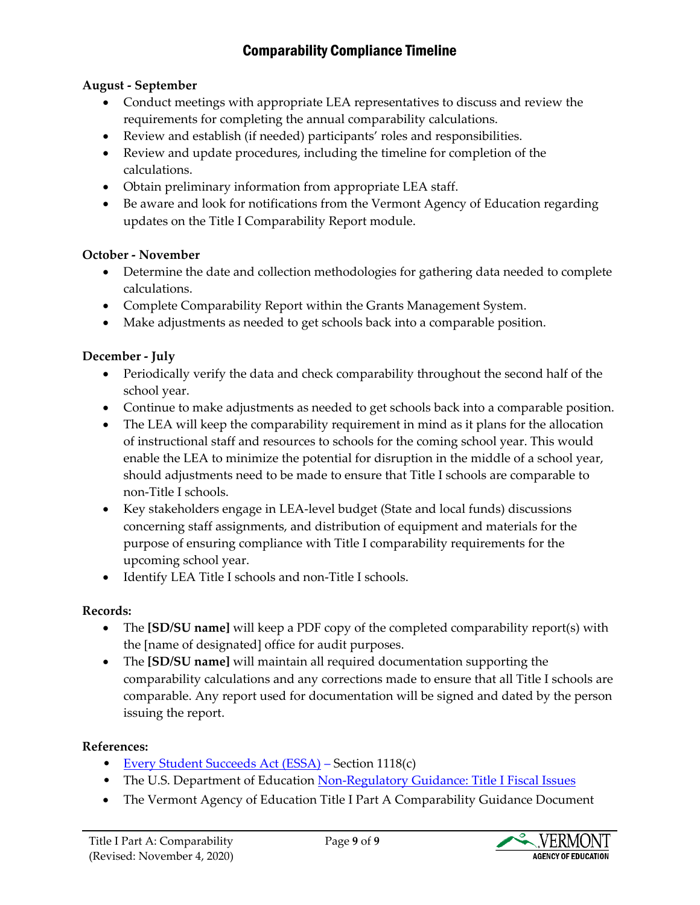# Comparability Compliance Timeline

**August - September**

- Conduct meetings with appropriate LEA representatives to discuss and review the requirements for completing the annual comparability calculations.
- Review and establish (if needed) participants' roles and responsibilities.
- Review and update procedures, including the timeline for completion of the calculations.
- Obtain preliminary information from appropriate LEA staff.
- Be aware and look for notifications from the Vermont Agency of Education regarding updates on the Title I Comparability Report module.

**October - November**

- Determine the date and collection methodologies for gathering data needed to complete calculations.
- Complete Comparability Report within the Grants Management System.
- Make adjustments as needed to get schools back into a comparable position.

**December - July**

- Periodically verify the data and check comparability throughout the second half of the school year.
- Continue to make adjustments as needed to get schools back into a comparable position.
- The LEA will keep the comparability requirement in mind as it plans for the allocation of instructional staff and resources to schools for the coming school year. This would enable the LEA to minimize the potential for disruption in the middle of a school year, should adjustments need to be made to ensure that Title I schools are comparable to non-Title I schools.
- Key stakeholders engage in LEA-level budget (State and local funds) discussions concerning staff assignments, and distribution of equipment and materials for the purpose of ensuring compliance with Title I comparability requirements for the upcoming school year.
- Identify LEA Title I schools and non-Title I schools.

**Records:**

- The **[SD/SU name]** will keep a PDF copy of the completed comparability report(s) with the [name of designated] office for audit purposes.
- The **[SD/SU name]** will maintain all required documentation supporting the comparability calculations and any corrections made to ensure that all Title I schools are comparable. Any report used for documentation will be signed and dated by the person issuing the report.

**References:**

- Every Student Succeeds Act (ESSA) – Section 1118(c)
- The U.S. Department of Education Non-Regulatory Guidance: Title I Fiscal Issues
- The Vermont Agency of Education Title I Part A Comparability Guidance Document